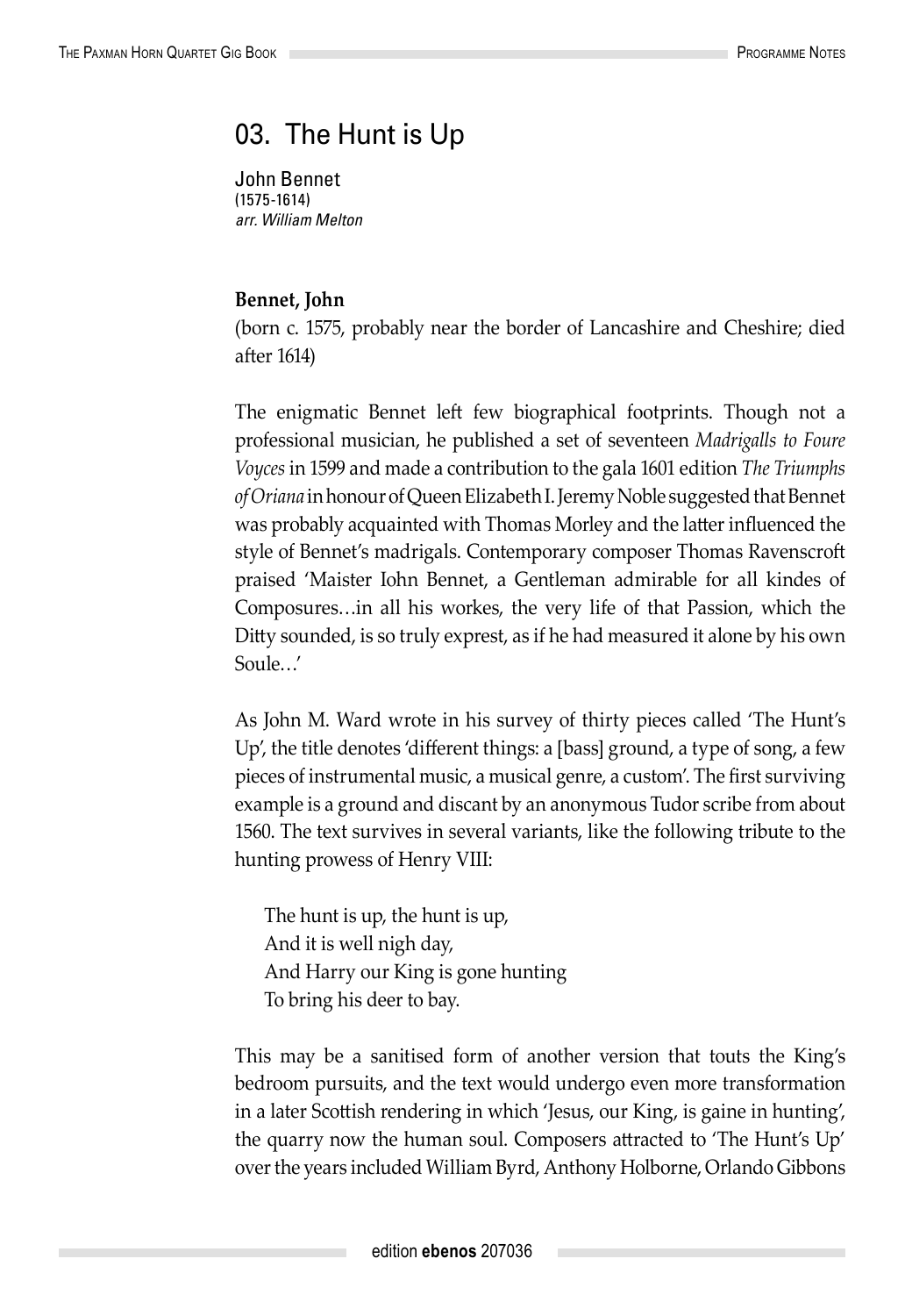# 03. The Hunt is Up

John Bennet
(1575-1614)
*arr. William Melton*

**Bennet, John**
(born c. 1575, probably near the border of Lancashire and Cheshire; died after 1614)

The enigmatic Bennet left few biographical footprints. Though not a professional musician, he published a set of seventeen *Madrigalls to Foure Voyces* in 1599 and made a contribution to the gala 1601 edition *The Triumphs of Oriana* in honour of Queen Elizabeth I. Jeremy Noble suggested that Bennet was probably acquainted with Thomas Morley and the latter influenced the style of Bennet's madrigals. Contemporary composer Thomas Ravenscroft praised 'Maister Iohn Bennet, a Gentleman admirable for all kindes of Composures…in all his workes, the very life of that Passion, which the Ditty sounded, is so truly exprest, as if he had measured it alone by his own Soule…'

As John M. Ward wrote in his survey of thirty pieces called 'The Hunt's Up', the title denotes 'different things: a [bass] ground, a type of song, a few pieces of instrumental music, a musical genre, a custom'. The first surviving example is a ground and discant by an anonymous Tudor scribe from about 1560. The text survives in several variants, like the following tribute to the hunting prowess of Henry VIII:

> The hunt is up, the hunt is up,
> And it is well nigh day,
> And Harry our King is gone hunting
> To bring his deer to bay.

This may be a sanitised form of another version that touts the King's bedroom pursuits, and the text would undergo even more transformation in a later Scottish rendering in which 'Jesus, our King, is gaine in hunting', the quarry now the human soul. Composers attracted to 'The Hunt's Up' over the years included William Byrd, Anthony Holborne, Orlando Gibbons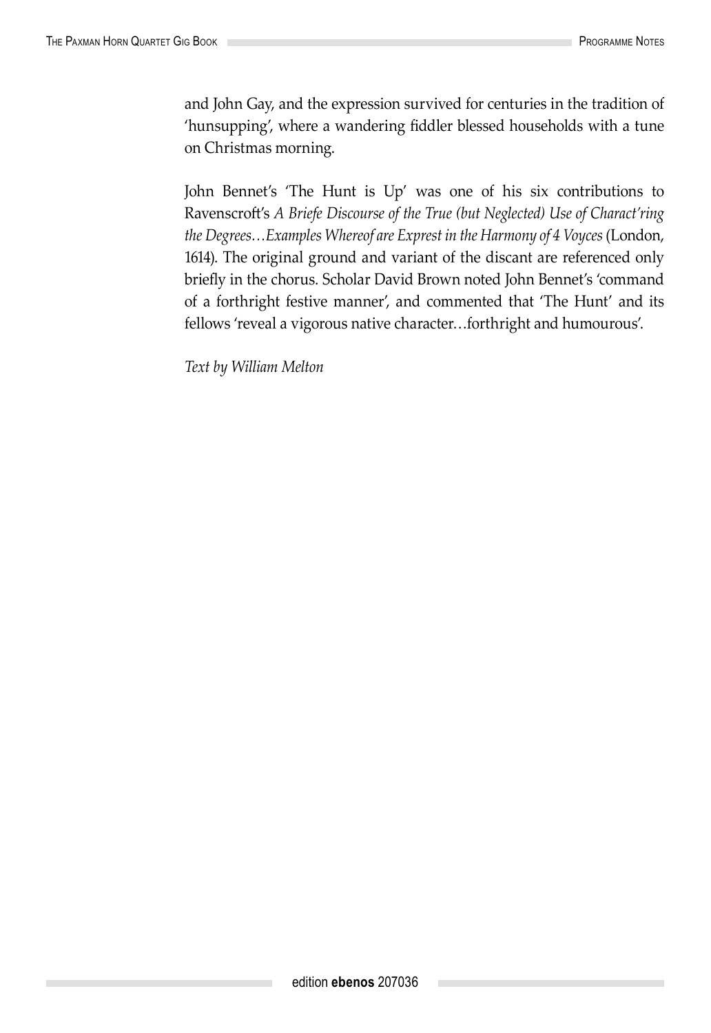and John Gay, and the expression survived for centuries in the tradition of 'hunsupping', where a wandering fiddler blessed households with a tune on Christmas morning.

John Bennet's 'The Hunt is Up' was one of his six contributions to Ravenscroft's *A Briefe Discourse of the True (but Neglected) Use of Charact'ring the Degrees…Examples Whereof are Exprest in the Harmony of 4 Voyces* (London, 1614). The original ground and variant of the discant are referenced only briefly in the chorus. Scholar David Brown noted John Bennet's 'command of a forthright festive manner', and commented that 'The Hunt' and its fellows 'reveal a vigorous native character…forthright and humourous'.

*Text by William Melton*